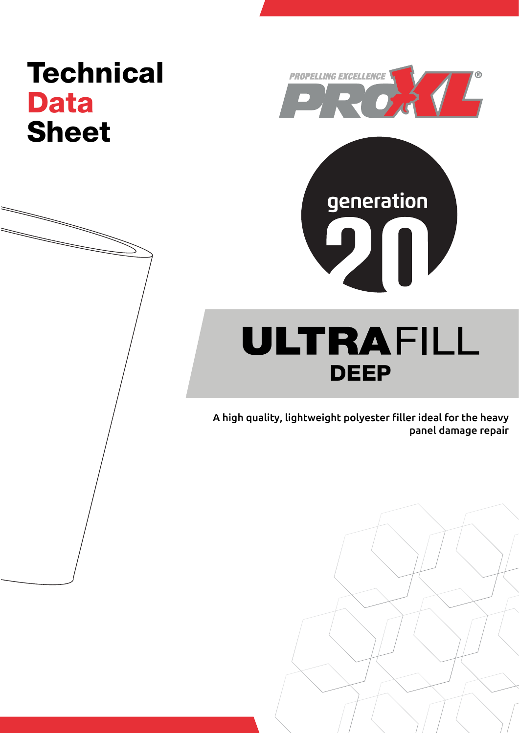# Technical Data Sheet

PROPELLING EXCELLENCE PROXL®

generation 20

# ULTRAFILL DEEP

A high quality, lightweight polyester filler ideal for the heavy panel damage repair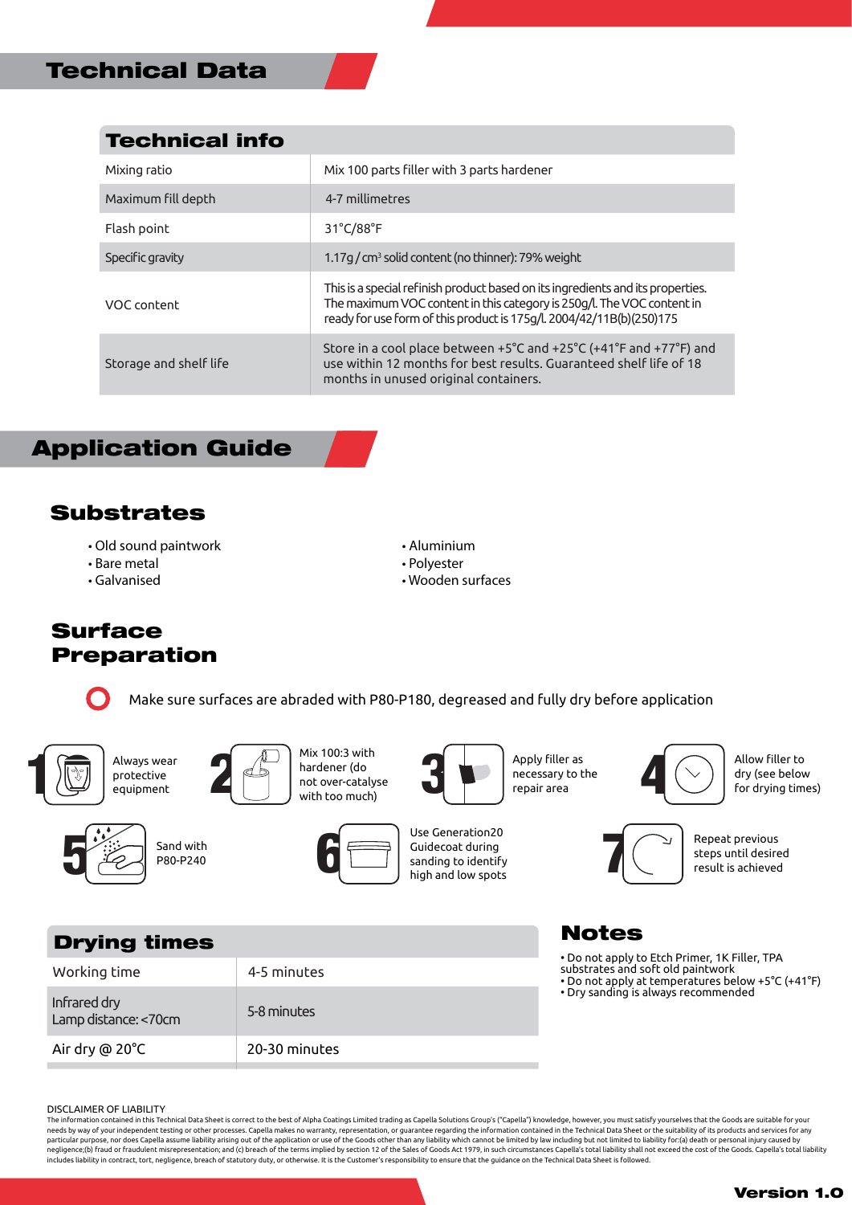# Technical Data

## Technical info

| | |
|---|---|
| Mixing ratio | Mix 100 parts filler with 3 parts hardener |
| Maximum fill depth | 4-7 millimetres |
| Flash point | 31°C/88°F |
| Specific gravity | 1.17g / $cm^3$ solid content (no thinner): 79% weight |
| VOC content | This is a special refinish product based on its ingredients and its properties. The maximum VOC content in this category is 250g/l. The VOC content in ready for use form of this product is 175g/l. 2004/42/11B(b)(250)175 |
| Storage and shelf life | Store in a cool place between +5°C and +25°C (+41°F and +77°F) and use within 12 months for best results. Guaranteed shelf life of 18 months in unused original containers. |

# Application Guide

## Substrates

- Old sound paintwork
- Bare metal
- Galvanised
- Aluminium
- Polyester
- Wooden surfaces

## Surface Preparation

Make sure surfaces are abraded with P80-P180, degreased and fully dry before application

1. Always wear protective equipment
2. Mix 100:3 with hardener (do not over-catalyse with too much)
3. Apply filler as necessary to the repair area
4. Allow filler to dry (see below for drying times)
5. Sand with P80-P240
6. Use Generation20 Guidecoat during sanding to identify high and low spots
7. Repeat previous steps until desired result is achieved

## Drying times

| | |
|---|---|
| Working time | 4-5 minutes |
| Infrared dry<br>Lamp distance: <70cm | 5-8 minutes |
| Air dry @ 20°C | 20-30 minutes |

## Notes

- Do not apply to Etch Primer, 1K Filler, TPA substrates and soft old paintwork
- Do not apply at temperatures below +5°C (+41°F)
- Dry sanding is always recommended

DISCLAIMER OF LIABILITY

The information contained in this Technical Data Sheet is correct to the best of Alpha Coatings Limited trading as Capella Solutions Group's ("Capella") knowledge, however, you must satisfy yourselves that the Goods are suitable for your needs by way of your independent testing or other processes. Capella makes no warranty, representation, or guarantee regarding the information contained in the Technical Data Sheet or the suitability of its products and services for any particular purpose, nor does Capella assume liability arising out of the application or use of the Goods other than any liability which cannot be limited by law including but not limited to liability for:(a) death or personal injury caused by negligence;(b) fraud or fraudulent misrepresentation; and (c) breach of the terms implied by section 12 of the Sales of Goods Act 1979, in such circumstances Capella's total liability shall not exceed the cost of the Goods. Capella's total liability includes liability in contract, tort, negligence, breach of statutory duty, or otherwise. It is the Customer's responsibility to ensure that the guidance on the Technical Data Sheet is followed.

Version 1.0